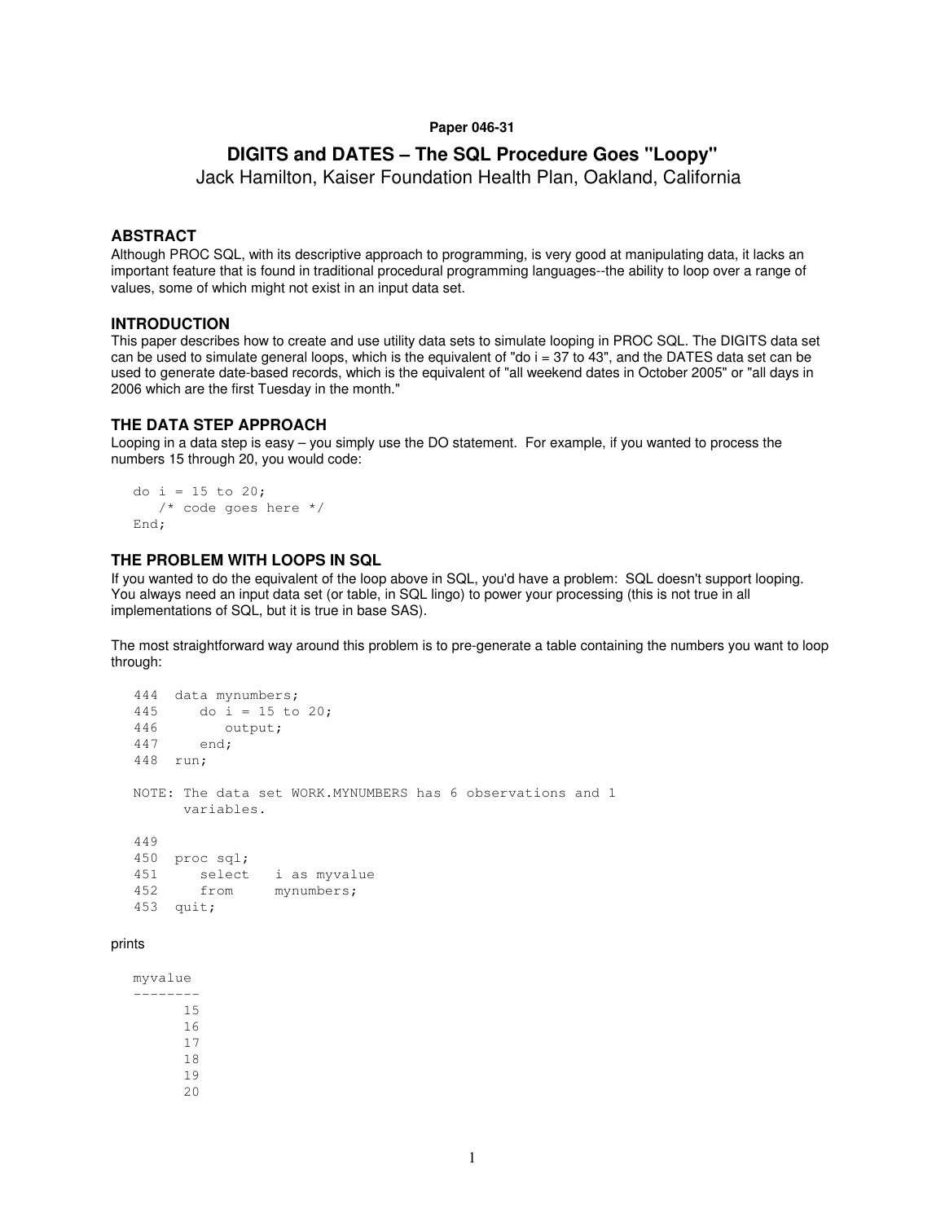**Paper 046-31**

# DIGITS and DATES – The SQL Procedure Goes "Loopy"

Jack Hamilton, Kaiser Foundation Health Plan, Oakland, California

## ABSTRACT

Although PROC SQL, with its descriptive approach to programming, is very good at manipulating data, it lacks an important feature that is found in traditional procedural programming languages--the ability to loop over a range of values, some of which might not exist in an input data set.

## INTRODUCTION

This paper describes how to create and use utility data sets to simulate looping in PROC SQL. The DIGITS data set can be used to simulate general loops, which is the equivalent of "do i = 37 to 43", and the DATES data set can be used to generate date-based records, which is the equivalent of "all weekend dates in October 2005" or "all days in 2006 which are the first Tuesday in the month."

## THE DATA STEP APPROACH

Looping in a data step is easy – you simply use the DO statement. For example, if you wanted to process the numbers 15 through 20, you would code:

```
do i = 15 to 20;
   /* code goes here */
End;
```

## THE PROBLEM WITH LOOPS IN SQL

If you wanted to do the equivalent of the loop above in SQL, you'd have a problem: SQL doesn't support looping. You always need an input data set (or table, in SQL lingo) to power your processing (this is not true in all implementations of SQL, but it is true in base SAS).

The most straightforward way around this problem is to pre-generate a table containing the numbers you want to loop through:

```
444  data mynumbers;
445     do i = 15 to 20;
446        output;
447     end;
448  run;

NOTE: The data set WORK.MYNUMBERS has 6 observations and 1
      variables.

449
450  proc sql;
451     select   i as myvalue
452     from     mynumbers;
453  quit;
```

prints

```
myvalue
--------
      15
      16
      17
      18
      19
      20
```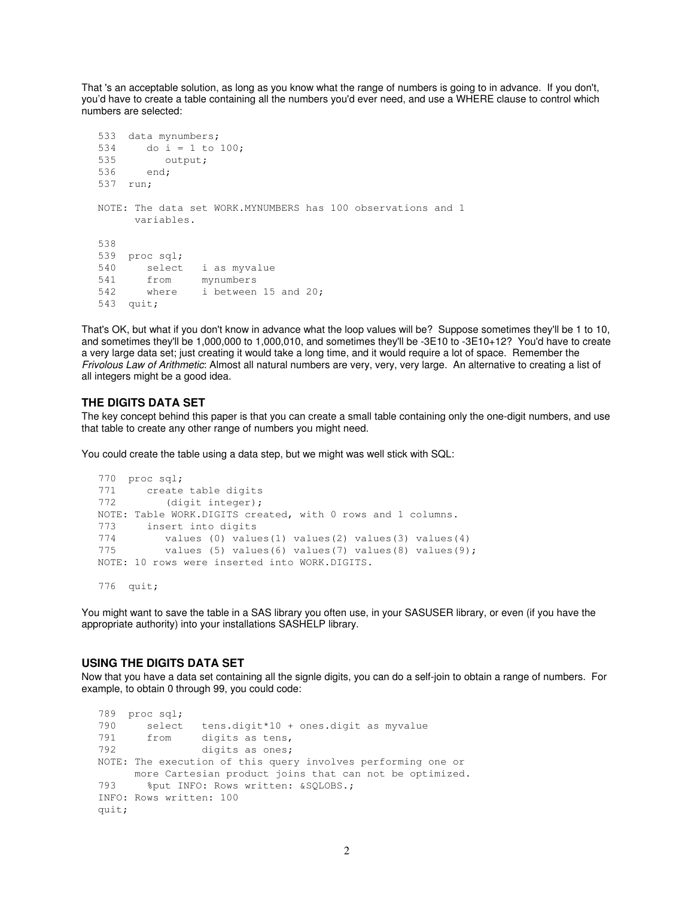That 's an acceptable solution, as long as you know what the range of numbers is going to in advance. If you don't, you'd have to create a table containing all the numbers you'd ever need, and use a WHERE clause to control which numbers are selected:

```
533  data mynumbers;
534     do i = 1 to 100;
535        output;
536     end;
537  run;

NOTE: The data set WORK.MYNUMBERS has 100 observations and 1
      variables.

538
539  proc sql;
540     select   i as myvalue
541     from     mynumbers
542     where    i between 15 and 20;
543  quit;
```

That's OK, but what if you don't know in advance what the loop values will be? Suppose sometimes they'll be 1 to 10, and sometimes they'll be 1,000,000 to 1,000,010, and sometimes they'll be -3E10 to -3E10+12? You'd have to create a very large data set; just creating it would take a long time, and it would require a lot of space. Remember the *Frivolous Law of Arithmetic*: Almost all natural numbers are very, very, very large. An alternative to creating a list of all integers might be a good idea.

### THE DIGITS DATA SET

The key concept behind this paper is that you can create a small table containing only the one-digit numbers, and use that table to create any other range of numbers you might need.

You could create the table using a data step, but we might was well stick with SQL:

```
770  proc sql;
771     create table digits
772        (digit integer);
NOTE: Table WORK.DIGITS created, with 0 rows and 1 columns.
773     insert into digits
774        values (0) values(1) values(2) values(3) values(4)
775        values (5) values(6) values(7) values(8) values(9);
NOTE: 10 rows were inserted into WORK.DIGITS.

776  quit;
```

You might want to save the table in a SAS library you often use, in your SASUSER library, or even (if you have the appropriate authority) into your installations SASHELP library.

### USING THE DIGITS DATA SET

Now that you have a data set containing all the signle digits, you can do a self-join to obtain a range of numbers. For example, to obtain 0 through 99, you could code:

```
789  proc sql;
790     select   tens.digit*10 + ones.digit as myvalue
791     from     digits as tens,
792              digits as ones;
NOTE: The execution of this query involves performing one or
      more Cartesian product joins that can not be optimized.
793     %put INFO: Rows written: &SQLOBS.;
INFO: Rows written: 100
quit;
```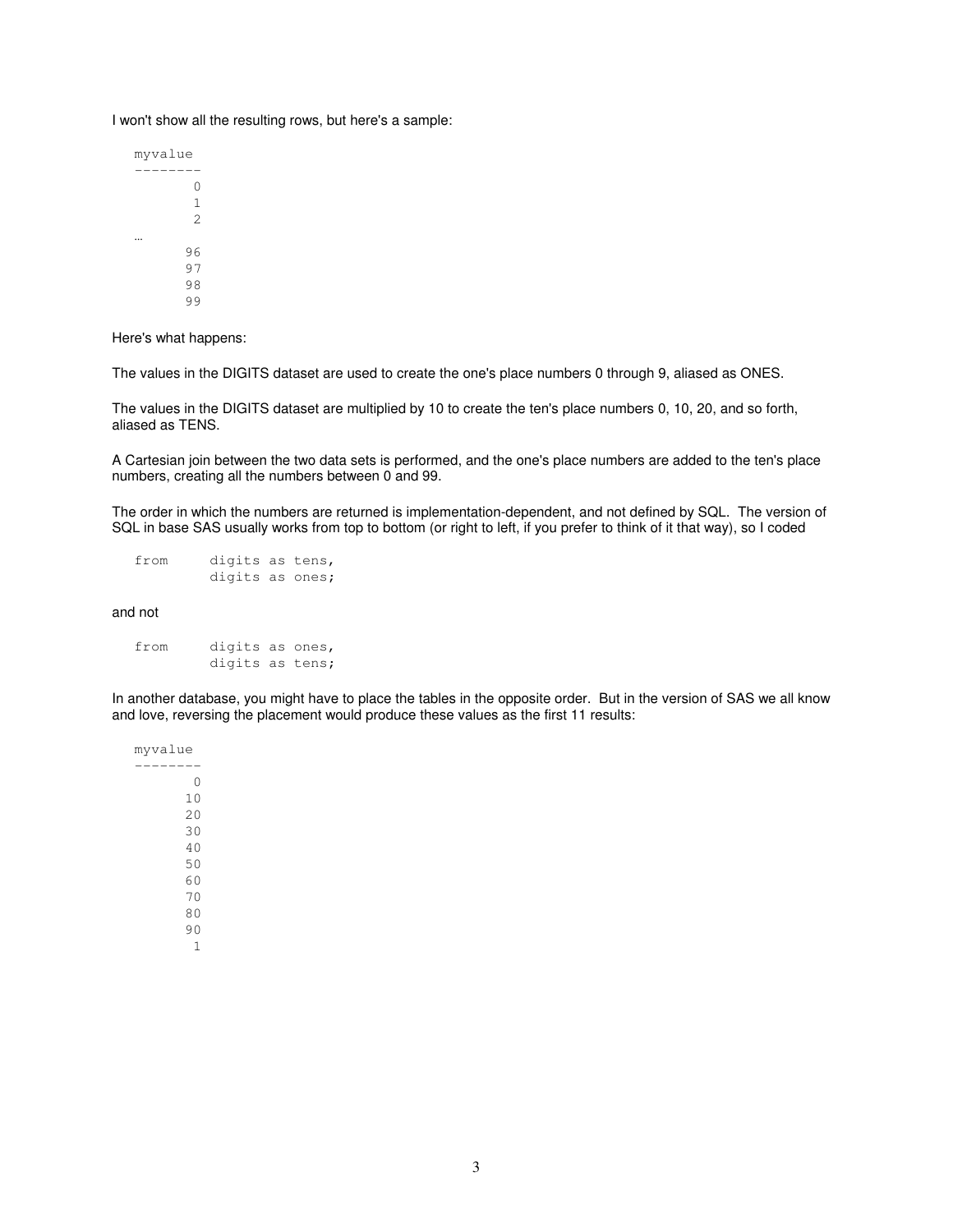I won't show all the resulting rows, but here's a sample:

```
myvalue
--------
       0
       1
       2
…
      96
      97
      98
      99
```

Here's what happens:

The values in the DIGITS dataset are used to create the one's place numbers 0 through 9, aliased as ONES.

The values in the DIGITS dataset are multiplied by 10 to create the ten's place numbers 0, 10, 20, and so forth, aliased as TENS.

A Cartesian join between the two data sets is performed, and the one's place numbers are added to the ten's place numbers, creating all the numbers between 0 and 99.

The order in which the numbers are returned is implementation-dependent, and not defined by SQL. The version of SQL in base SAS usually works from top to bottom (or right to left, if you prefer to think of it that way), so I coded

```
from     digits as tens,
         digits as ones;
```

and not

```
from     digits as ones,
         digits as tens;
```

In another database, you might have to place the tables in the opposite order. But in the version of SAS we all know and love, reversing the placement would produce these values as the first 11 results:

```
myvalue
--------
       0
      10
      20
      30
      40
      50
      60
      70
      80
      90
       1
```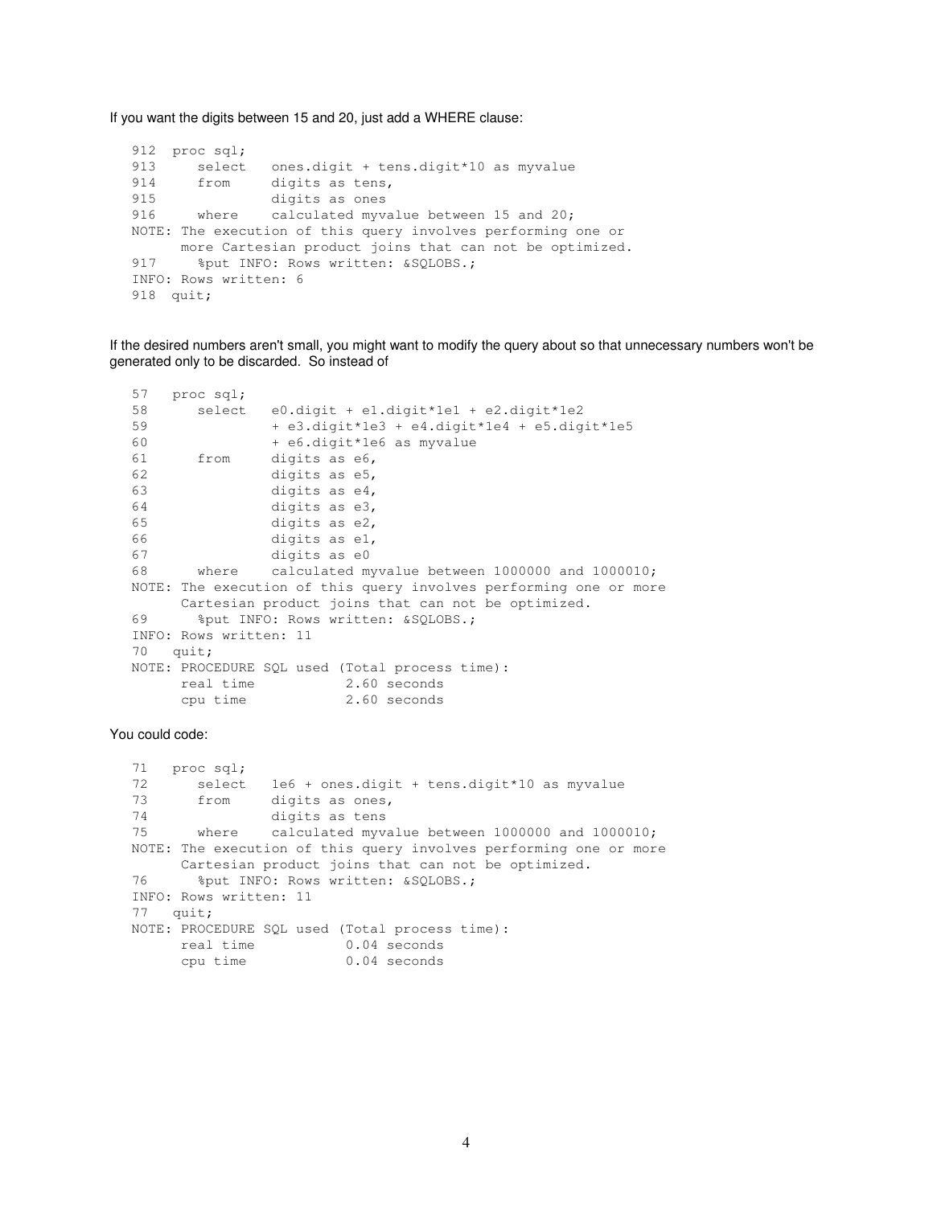If you want the digits between 15 and 20, just add a WHERE clause:

```
912  proc sql;
913     select   ones.digit + tens.digit*10 as myvalue
914     from     digits as tens,
915              digits as ones
916     where    calculated myvalue between 15 and 20;
NOTE: The execution of this query involves performing one or
      more Cartesian product joins that can not be optimized.
917     %put INFO: Rows written: &SQLOBS.;
INFO: Rows written: 6
918  quit;
```

If the desired numbers aren't small, you might want to modify the query about so that unnecessary numbers won't be generated only to be discarded. So instead of

```
57   proc sql;
58      select   e0.digit + e1.digit*1e1 + e2.digit*1e2
59               + e3.digit*1e3 + e4.digit*1e4 + e5.digit*1e5
60               + e6.digit*1e6 as myvalue
61      from     digits as e6,
62               digits as e5,
63               digits as e4,
64               digits as e3,
65               digits as e2,
66               digits as e1,
67               digits as e0
68      where    calculated myvalue between 1000000 and 1000010;
NOTE: The execution of this query involves performing one or more
      Cartesian product joins that can not be optimized.
69      %put INFO: Rows written: &SQLOBS.;
INFO: Rows written: 11
70   quit;
NOTE: PROCEDURE SQL used (Total process time):
      real time           2.60 seconds
      cpu time            2.60 seconds
```

You could code:

```
71   proc sql;
72      select   1e6 + ones.digit + tens.digit*10 as myvalue
73      from     digits as ones,
74               digits as tens
75      where    calculated myvalue between 1000000 and 1000010;
NOTE: The execution of this query involves performing one or more
      Cartesian product joins that can not be optimized.
76      %put INFO: Rows written: &SQLOBS.;
INFO: Rows written: 11
77   quit;
NOTE: PROCEDURE SQL used (Total process time):
      real time           0.04 seconds
      cpu time            0.04 seconds
```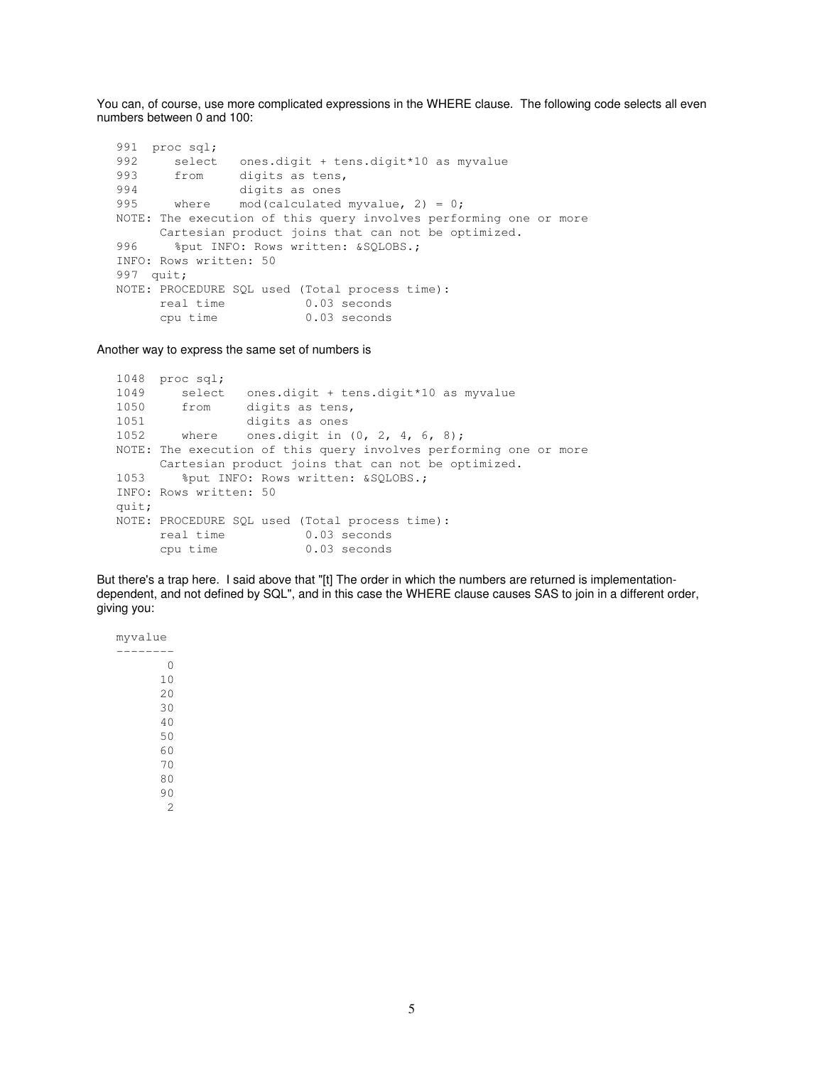You can, of course, use more complicated expressions in the WHERE clause. The following code selects all even numbers between 0 and 100:

```
991  proc sql;
992     select   ones.digit + tens.digit*10 as myvalue
993     from     digits as tens,
994              digits as ones
995     where    mod(calculated myvalue, 2) = 0;
NOTE: The execution of this query involves performing one or more
      Cartesian product joins that can not be optimized.
996     %put INFO: Rows written: &SQLOBS.;
INFO: Rows written: 50
997  quit;
NOTE: PROCEDURE SQL used (Total process time):
      real time           0.03 seconds
      cpu time            0.03 seconds
```

Another way to express the same set of numbers is

```
1048  proc sql;
1049     select   ones.digit + tens.digit*10 as myvalue
1050     from     digits as tens,
1051              digits as ones
1052     where    ones.digit in (0, 2, 4, 6, 8);
NOTE: The execution of this query involves performing one or more
      Cartesian product joins that can not be optimized.
1053     %put INFO: Rows written: &SQLOBS.;
INFO: Rows written: 50
quit;
NOTE: PROCEDURE SQL used (Total process time):
      real time           0.03 seconds
      cpu time            0.03 seconds
```

But there's a trap here. I said above that "[t] The order in which the numbers are returned is implementation-dependent, and not defined by SQL", and in this case the WHERE clause causes SAS to join in a different order, giving you:

```
myvalue
--------
       0
      10
      20
      30
      40
      50
      60
      70
      80
      90
       2
```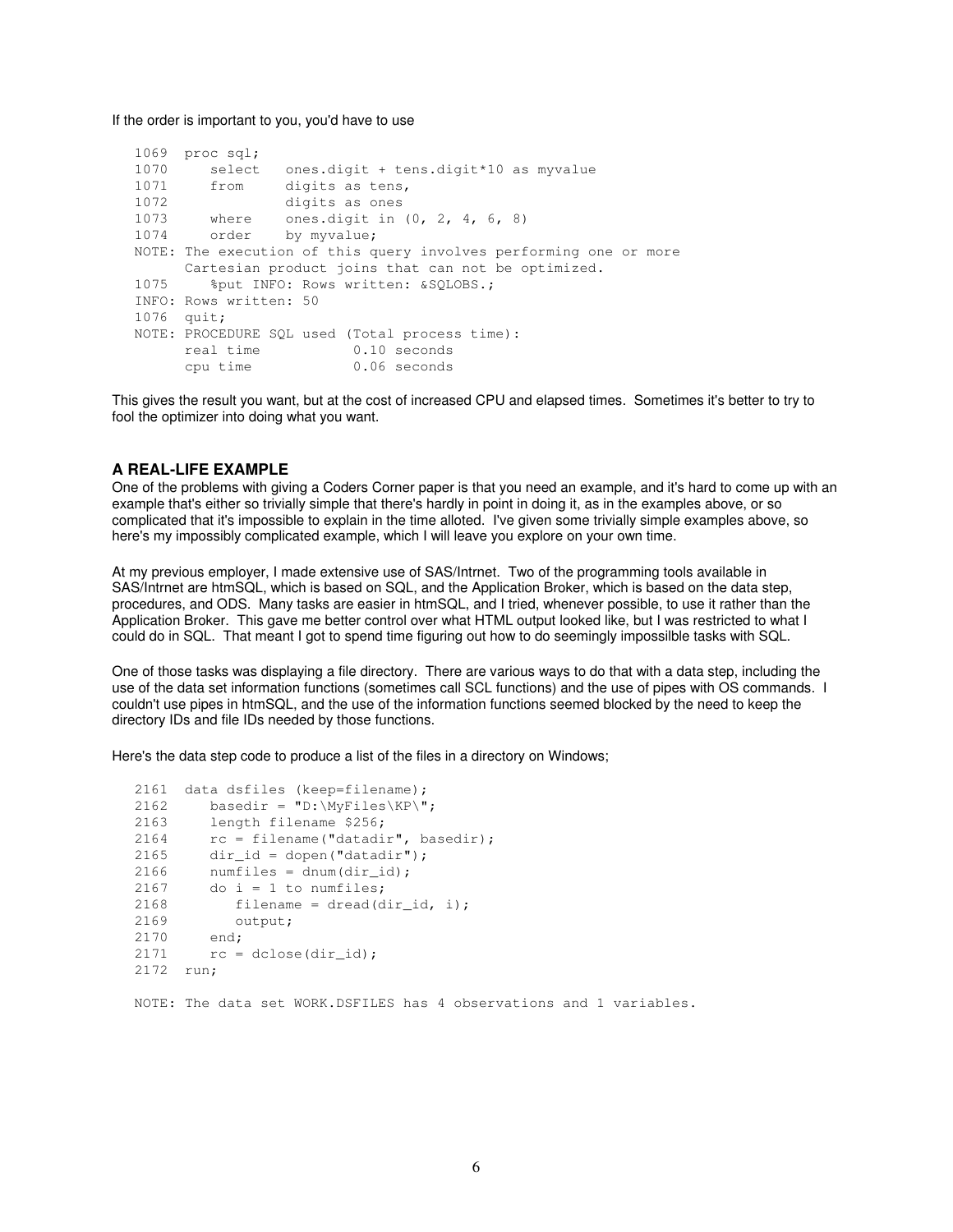If the order is important to you, you'd have to use

```
1069  proc sql;
1070     select   ones.digit + tens.digit*10 as myvalue
1071     from     digits as tens,
1072              digits as ones
1073     where    ones.digit in (0, 2, 4, 6, 8)
1074     order    by myvalue;
NOTE: The execution of this query involves performing one or more
      Cartesian product joins that can not be optimized.
1075     %put INFO: Rows written: &SQLOBS.;
INFO: Rows written: 50
1076  quit;
NOTE: PROCEDURE SQL used (Total process time):
      real time           0.10 seconds
      cpu time            0.06 seconds
```

This gives the result you want, but at the cost of increased CPU and elapsed times. Sometimes it's better to try to fool the optimizer into doing what you want.

## A REAL-LIFE EXAMPLE

One of the problems with giving a Coders Corner paper is that you need an example, and it's hard to come up with an example that's either so trivially simple that there's hardly in point in doing it, as in the examples above, or so complicated that it's impossible to explain in the time alloted. I've given some trivially simple examples above, so here's my impossibly complicated example, which I will leave you explore on your own time.

At my previous employer, I made extensive use of SAS/Intrnet. Two of the programming tools available in SAS/Intrnet are htmSQL, which is based on SQL, and the Application Broker, which is based on the data step, procedures, and ODS. Many tasks are easier in htmSQL, and I tried, whenever possible, to use it rather than the Application Broker. This gave me better control over what HTML output looked like, but I was restricted to what I could do in SQL. That meant I got to spend time figuring out how to do seemingly impossilble tasks with SQL.

One of those tasks was displaying a file directory. There are various ways to do that with a data step, including the use of the data set information functions (sometimes call SCL functions) and the use of pipes with OS commands. I couldn't use pipes in htmSQL, and the use of the information functions seemed blocked by the need to keep the directory IDs and file IDs needed by those functions.

Here's the data step code to produce a list of the files in a directory on Windows;

```
2161  data dsfiles (keep=filename);
2162     basedir = "D:\MyFiles\KP\";
2163     length filename $256;
2164     rc = filename("datadir", basedir);
2165     dir_id = dopen("datadir");
2166     numfiles = dnum(dir_id);
2167     do i = 1 to numfiles;
2168        filename = dread(dir_id, i);
2169        output;
2170     end;
2171     rc = dclose(dir_id);
2172  run;

NOTE: The data set WORK.DSFILES has 4 observations and 1 variables.
```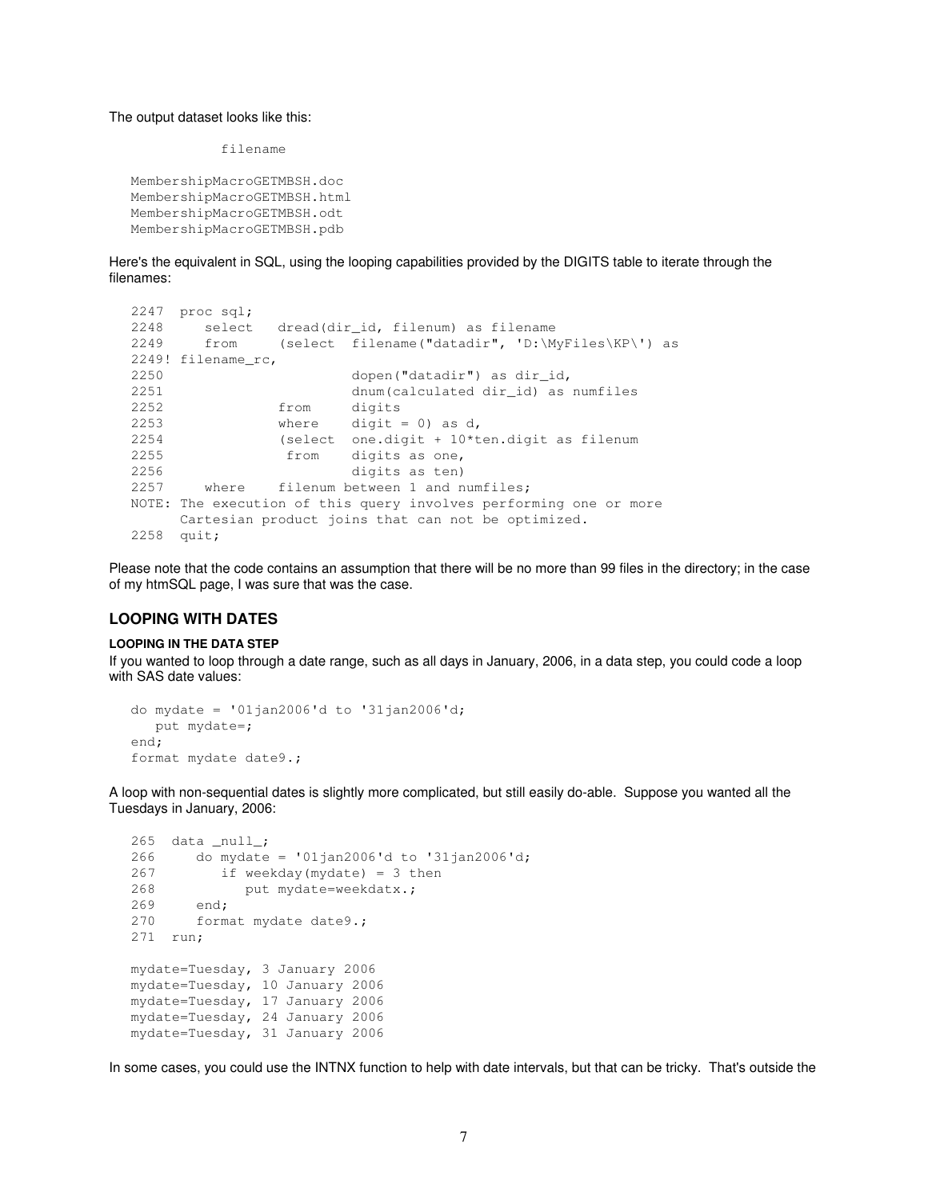The output dataset looks like this:

```
           filename

MembershipMacroGETMBSH.doc
MembershipMacroGETMBSH.html
MembershipMacroGETMBSH.odt
MembershipMacroGETMBSH.pdb
```

Here's the equivalent in SQL, using the looping capabilities provided by the DIGITS table to iterate through the filenames:

```
2247  proc sql;
2248     select   dread(dir_id, filenum) as filename
2249     from     (select  filename("datadir", 'D:\MyFiles\KP\') as
2249! filename_rc,
2250                       dopen("datadir") as dir_id,
2251                       dnum(calculated dir_id) as numfiles
2252              from     digits
2253              where    digit = 0) as d,
2254              (select  one.digit + 10*ten.digit as filenum
2255               from    digits as one,
2256                       digits as ten)
2257     where    filenum between 1 and numfiles;
NOTE: The execution of this query involves performing one or more
      Cartesian product joins that can not be optimized.
2258  quit;
```

Please note that the code contains an assumption that there will be no more than 99 files in the directory; in the case of my htmSQL page, I was sure that was the case.

## LOOPING WITH DATES

### LOOPING IN THE DATA STEP

If you wanted to loop through a date range, such as all days in January, 2006, in a data step, you could code a loop with SAS date values:

```
do mydate = '01jan2006'd to '31jan2006'd;
   put mydate=;
end;
format mydate date9.;
```

A loop with non-sequential dates is slightly more complicated, but still easily do-able. Suppose you wanted all the Tuesdays in January, 2006:

```
265  data _null_;
266     do mydate = '01jan2006'd to '31jan2006'd;
267        if weekday(mydate) = 3 then
268           put mydate=weekdatx.;
269     end;
270     format mydate date9.;
271  run;

mydate=Tuesday, 3 January 2006
mydate=Tuesday, 10 January 2006
mydate=Tuesday, 17 January 2006
mydate=Tuesday, 24 January 2006
mydate=Tuesday, 31 January 2006
```

In some cases, you could use the INTNX function to help with date intervals, but that can be tricky. That's outside the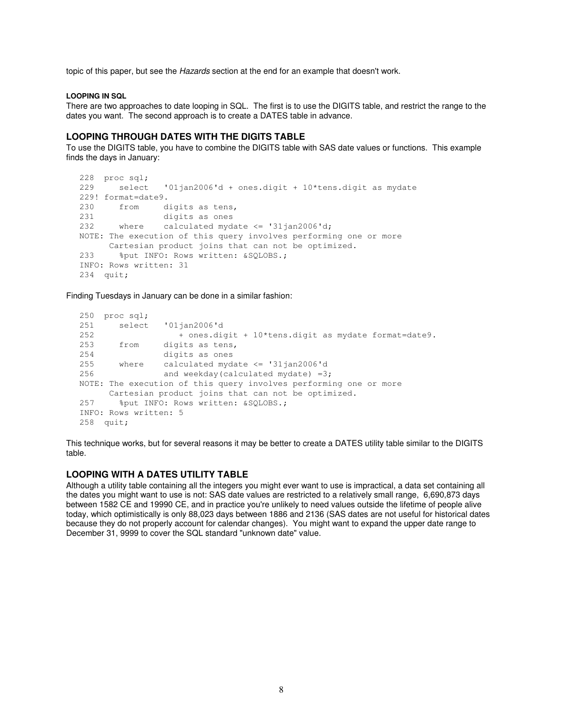topic of this paper, but see the *Hazards* section at the end for an example that doesn't work.

#### LOOPING IN SQL

There are two approaches to date looping in SQL. The first is to use the DIGITS table, and restrict the range to the dates you want. The second approach is to create a DATES table in advance.

### LOOPING THROUGH DATES WITH THE DIGITS TABLE

To use the DIGITS table, you have to combine the DIGITS table with SAS date values or functions. This example finds the days in January:

```
228  proc sql;
229     select   '01jan2006'd + ones.digit + 10*tens.digit as mydate
229! format=date9.
230     from     digits as tens,
231              digits as ones
232     where    calculated mydate <= '31jan2006'd;
NOTE: The execution of this query involves performing one or more
      Cartesian product joins that can not be optimized.
233     %put INFO: Rows written: &SQLOBS.;
INFO: Rows written: 31
234  quit;
```

Finding Tuesdays in January can be done in a similar fashion:

```
250  proc sql;
251     select   '01jan2006'd
252                 + ones.digit + 10*tens.digit as mydate format=date9.
253     from     digits as tens,
254              digits as ones
255     where    calculated mydate <= '31jan2006'd
256              and weekday(calculated mydate) =3;
NOTE: The execution of this query involves performing one or more
      Cartesian product joins that can not be optimized.
257     %put INFO: Rows written: &SQLOBS.;
INFO: Rows written: 5
258  quit;
```

This technique works, but for several reasons it may be better to create a DATES utility table similar to the DIGITS table.

### LOOPING WITH A DATES UTILITY TABLE

Although a utility table containing all the integers you might ever want to use is impractical, a data set containing all the dates you might want to use is not: SAS date values are restricted to a relatively small range, 6,690,873 days between 1582 CE and 19990 CE, and in practice you're unlikely to need values outside the lifetime of people alive today, which optimistically is only 88,023 days between 1886 and 2136 (SAS dates are not useful for historical dates because they do not properly account for calendar changes). You might want to expand the upper date range to December 31, 9999 to cover the SQL standard "unknown date" value.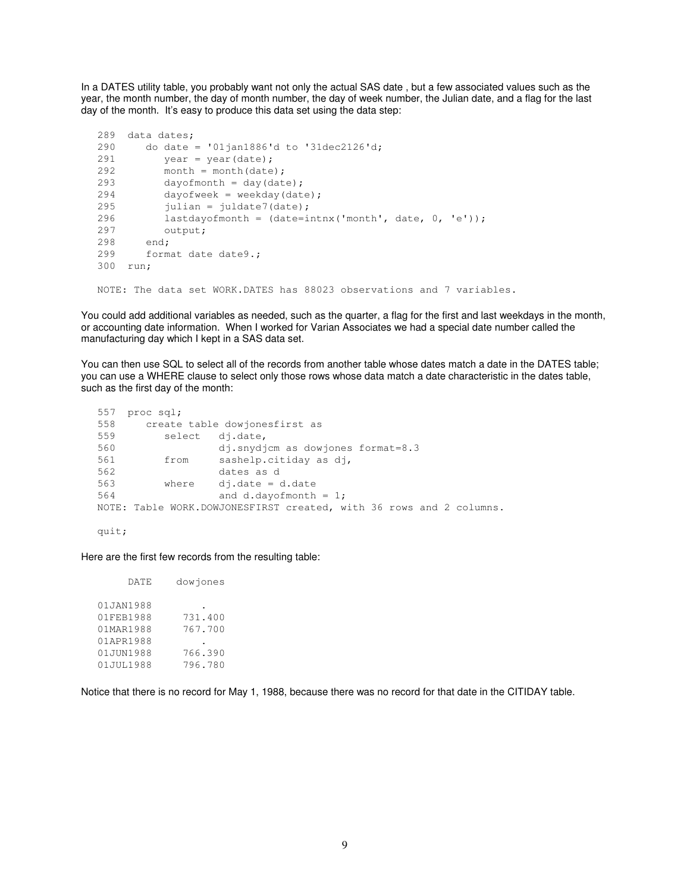In a DATES utility table, you probably want not only the actual SAS date , but a few associated values such as the year, the month number, the day of month number, the day of week number, the Julian date, and a flag for the last day of the month. It's easy to produce this data set using the data step:

```
289  data dates;
290     do date = '01jan1886'd to '31dec2126'd;
291        year = year(date);
292        month = month(date);
293        dayofmonth = day(date);
294        dayofweek = weekday(date);
295        julian = juldate7(date);
296        lastdayofmonth = (date=intnx('month', date, 0, 'e'));
297        output;
298     end;
299     format date date9.;
300  run;

NOTE: The data set WORK.DATES has 88023 observations and 7 variables.
```

You could add additional variables as needed, such as the quarter, a flag for the first and last weekdays in the month, or accounting date information. When I worked for Varian Associates we had a special date number called the manufacturing day which I kept in a SAS data set.

You can then use SQL to select all of the records from another table whose dates match a date in the DATES table; you can use a WHERE clause to select only those rows whose data match a date characteristic in the dates table, such as the first day of the month:

```
557  proc sql;
558     create table dowjonesfirst as
559        select   dj.date,
560                 dj.snydjcm as dowjones format=8.3
561        from     sashelp.citiday as dj,
562                 dates as d
563        where    dj.date = d.date
564                 and d.dayofmonth = 1;
NOTE: Table WORK.DOWJONESFIRST created, with 36 rows and 2 columns.

quit;
```

Here are the first few records from the resulting table:

```
     DATE    dowjones

01JAN1988        .
01FEB1988     731.400
01MAR1988     767.700
01APR1988        .
01JUN1988     766.390
01JUL1988     796.780
```

Notice that there is no record for May 1, 1988, because there was no record for that date in the CITIDAY table.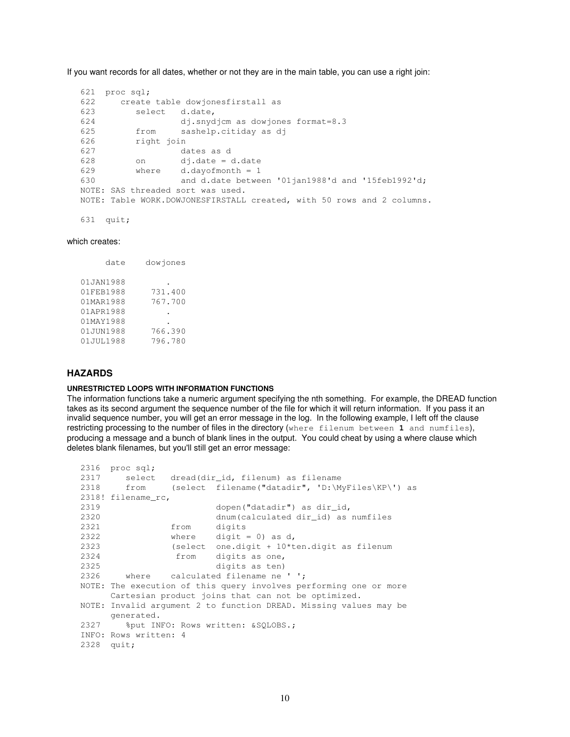If you want records for all dates, whether or not they are in the main table, you can use a right join:

```
621  proc sql;
622     create table dowjonesfirstall as
623        select   d.date,
624                 dj.snydjcm as dowjones format=8.3
625        from     sashelp.citiday as dj
626        right join
627                 dates as d
628        on       dj.date = d.date
629        where    d.dayofmonth = 1
630                 and d.date between '01jan1988'd and '15feb1992'd;
NOTE: SAS threaded sort was used.
NOTE: Table WORK.DOWJONESFIRSTALL created, with 50 rows and 2 columns.

631  quit;
```

which creates:

```
     date    dowjones

01JAN1988        .
01FEB1988     731.400
01MAR1988     767.700
01APR1988        .
01MAY1988        .
01JUN1988     766.390
01JUL1988     796.780
```

## HAZARDS

#### UNRESTRICTED LOOPS WITH INFORMATION FUNCTIONS

The information functions take a numeric argument specifying the nth something. For example, the DREAD function takes as its second argument the sequence number of the file for which it will return information. If you pass it an invalid sequence number, you will get an error message in the log. In the following example, I left off the clause restricting processing to the number of files in the directory (`where filenum between 1 and numfiles`), producing a message and a bunch of blank lines in the output. You could cheat by using a where clause which deletes blank filenames, but you'll still get an error message:

```
2316  proc sql;
2317     select   dread(dir_id, filenum) as filename
2318     from     (select  filename("datadir", 'D:\MyFiles\KP\') as
2318! filename_rc,
2319                       dopen("datadir") as dir_id,
2320                       dnum(calculated dir_id) as numfiles
2321              from     digits
2322              where    digit = 0) as d,
2323              (select  one.digit + 10*ten.digit as filenum
2324               from    digits as one,
2325                       digits as ten)
2326     where    calculated filename ne ' ';
NOTE: The execution of this query involves performing one or more
      Cartesian product joins that can not be optimized.
NOTE: Invalid argument 2 to function DREAD. Missing values may be
      generated.
2327     %put INFO: Rows written: &SQLOBS.;
INFO: Rows written: 4
2328  quit;
```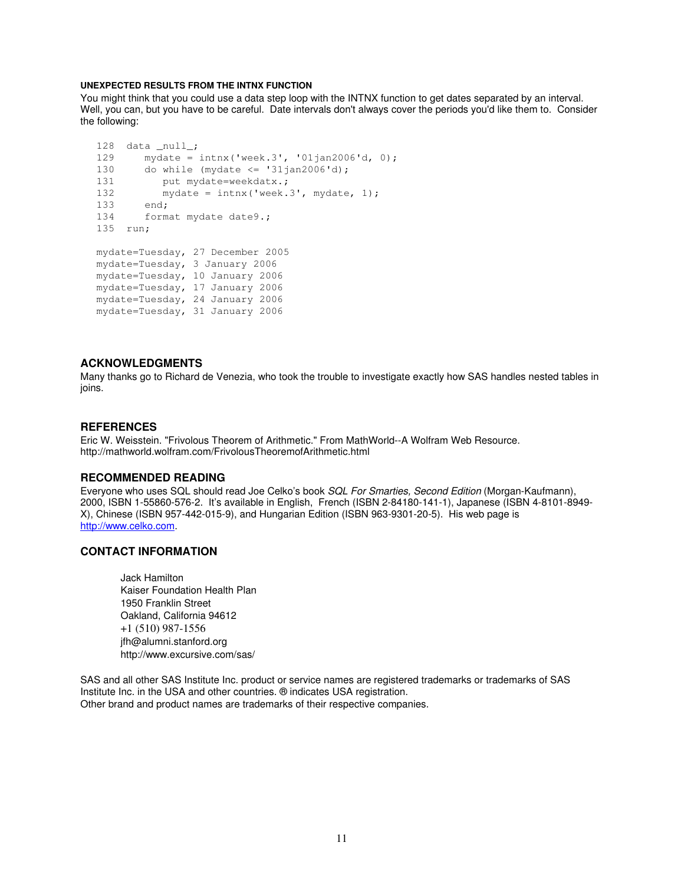### UNEXPECTED RESULTS FROM THE INTNX FUNCTION

You might think that you could use a data step loop with the INTNX function to get dates separated by an interval. Well, you can, but you have to be careful. Date intervals don't always cover the periods you'd like them to. Consider the following:

```
128  data _null_;
129     mydate = intnx('week.3', '01jan2006'd, 0);
130     do while (mydate <= '31jan2006'd);
131        put mydate=weekdatx.;
132        mydate = intnx('week.3', mydate, 1);
133     end;
134     format mydate date9.;
135  run;

mydate=Tuesday, 27 December 2005
mydate=Tuesday, 3 January 2006
mydate=Tuesday, 10 January 2006
mydate=Tuesday, 17 January 2006
mydate=Tuesday, 24 January 2006
mydate=Tuesday, 31 January 2006
```

## ACKNOWLEDGMENTS

Many thanks go to Richard de Venezia, who took the trouble to investigate exactly how SAS handles nested tables in joins.

## REFERENCES

Eric W. Weisstein. "Frivolous Theorem of Arithmetic." From MathWorld--A Wolfram Web Resource. http://mathworld.wolfram.com/FrivolousTheoremofArithmetic.html

## RECOMMENDED READING

Everyone who uses SQL should read Joe Celko's book *SQL For Smarties, Second Edition* (Morgan-Kaufmann), 2000, ISBN 1-55860-576-2. It's available in English, French (ISBN 2-84180-141-1), Japanese (ISBN 4-8101-8949-X), Chinese (ISBN 957-442-015-9), and Hungarian Edition (ISBN 963-9301-20-5). His web page is http://www.celko.com.

## CONTACT INFORMATION

Jack Hamilton
Kaiser Foundation Health Plan
1950 Franklin Street
Oakland, California 94612
+1 (510) 987-1556
jfh@alumni.stanford.org
http://www.excursive.com/sas/

SAS and all other SAS Institute Inc. product or service names are registered trademarks or trademarks of SAS Institute Inc. in the USA and other countries. ® indicates USA registration.
Other brand and product names are trademarks of their respective companies.